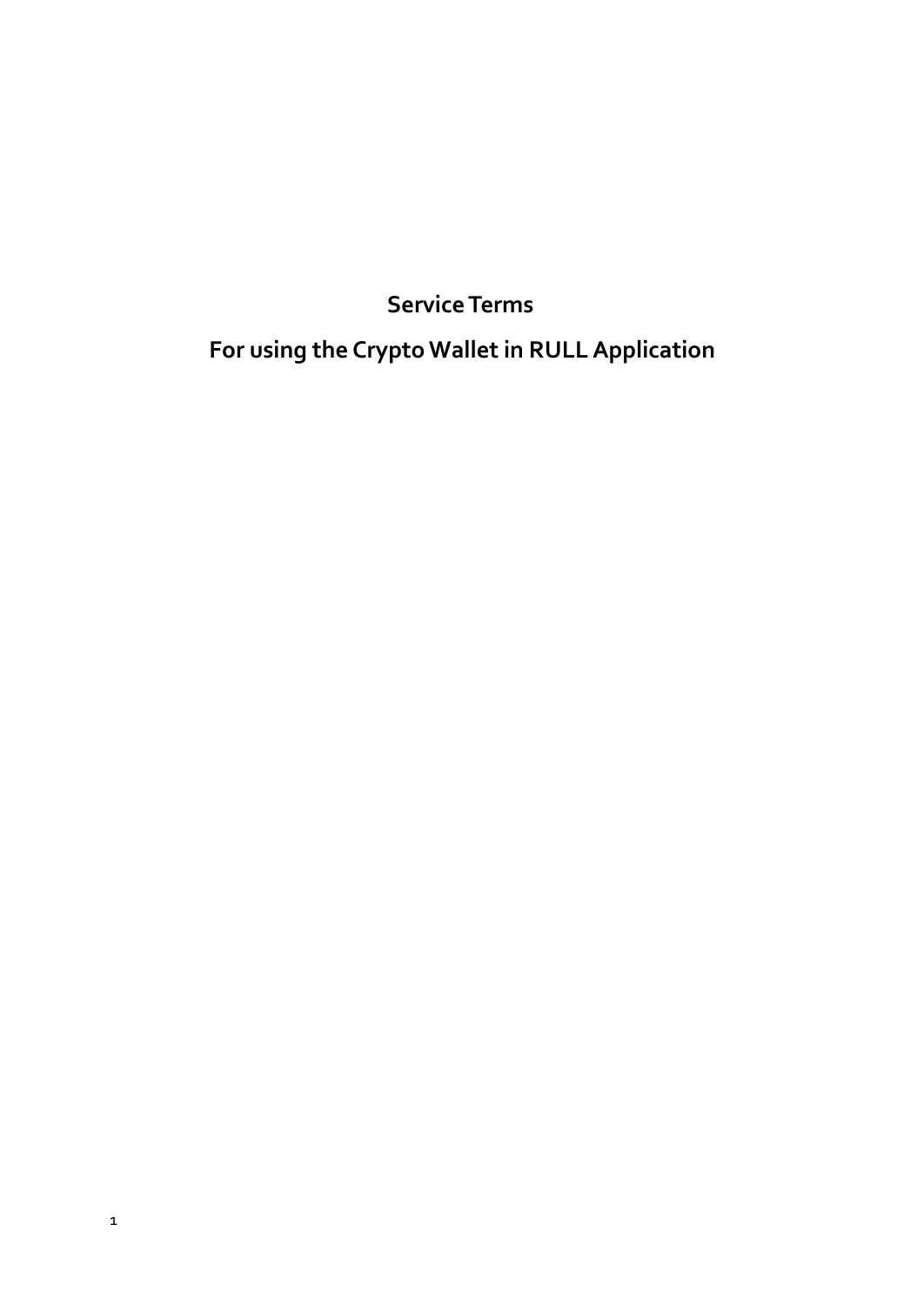# Service Terms

## For using the Crypto Wallet in RULL Application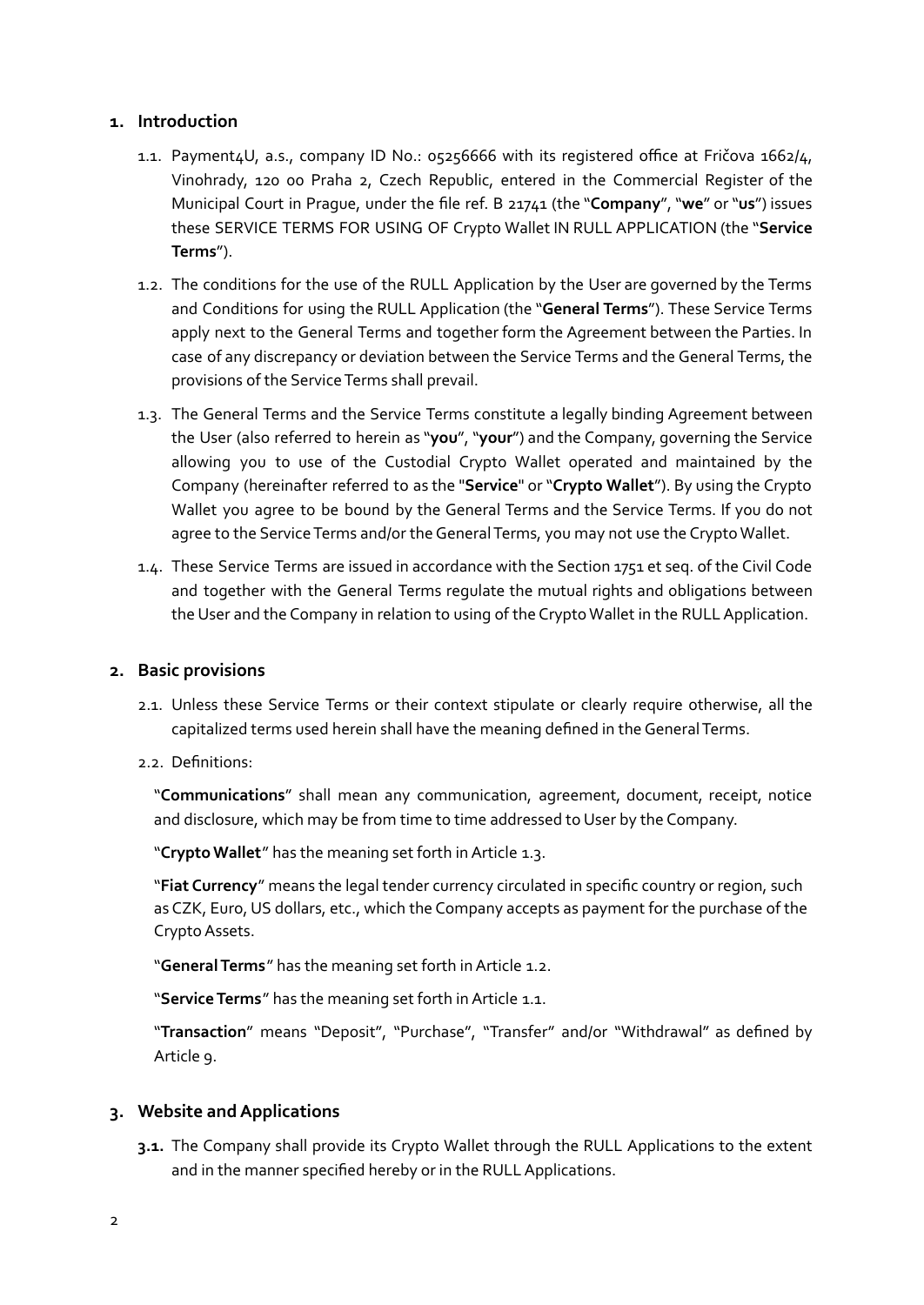## 1. Introduction

1.1. Payment4U, a.s., company ID No.: 05256666 with its registered office at Fričova 1662/4, Vinohrady, 120 00 Praha 2, Czech Republic, entered in the Commercial Register of the Municipal Court in Prague, under the file ref. B 21741 (the "**Company**", "**we**" or "**us**") issues these SERVICE TERMS FOR USING OF Crypto Wallet IN RULL APPLICATION (the "**Service Terms**").

1.2. The conditions for the use of the RULL Application by the User are governed by the Terms and Conditions for using the RULL Application (the "**General Terms**"). These Service Terms apply next to the General Terms and together form the Agreement between the Parties. In case of any discrepancy or deviation between the Service Terms and the General Terms, the provisions of the Service Terms shall prevail.

1.3. The General Terms and the Service Terms constitute a legally binding Agreement between the User (also referred to herein as "**you**", "**your**") and the Company, governing the Service allowing you to use of the Custodial Crypto Wallet operated and maintained by the Company (hereinafter referred to as the "**Service**" or "**Crypto Wallet**"). By using the Crypto Wallet you agree to be bound by the General Terms and the Service Terms. If you do not agree to the Service Terms and/or the General Terms, you may not use the Crypto Wallet.

1.4. These Service Terms are issued in accordance with the Section 1751 et seq. of the Civil Code and together with the General Terms regulate the mutual rights and obligations between the User and the Company in relation to using of the Crypto Wallet in the RULL Application.

## 2. Basic provisions

2.1. Unless these Service Terms or their context stipulate or clearly require otherwise, all the capitalized terms used herein shall have the meaning defined in the General Terms.

2.2. Definitions:

"**Communications**" shall mean any communication, agreement, document, receipt, notice and disclosure, which may be from time to time addressed to User by the Company.

"**Crypto Wallet**" has the meaning set forth in Article 1.3.

"**Fiat Currency**" means the legal tender currency circulated in specific country or region, such as CZK, Euro, US dollars, etc., which the Company accepts as payment for the purchase of the Crypto Assets.

"**General Terms**" has the meaning set forth in Article 1.2.

"**Service Terms**" has the meaning set forth in Article 1.1.

"**Transaction**" means "Deposit", "Purchase", "Transfer" and/or "Withdrawal" as defined by Article 9.

## 3. Website and Applications

**3.1.** The Company shall provide its Crypto Wallet through the RULL Applications to the extent and in the manner specified hereby or in the RULL Applications.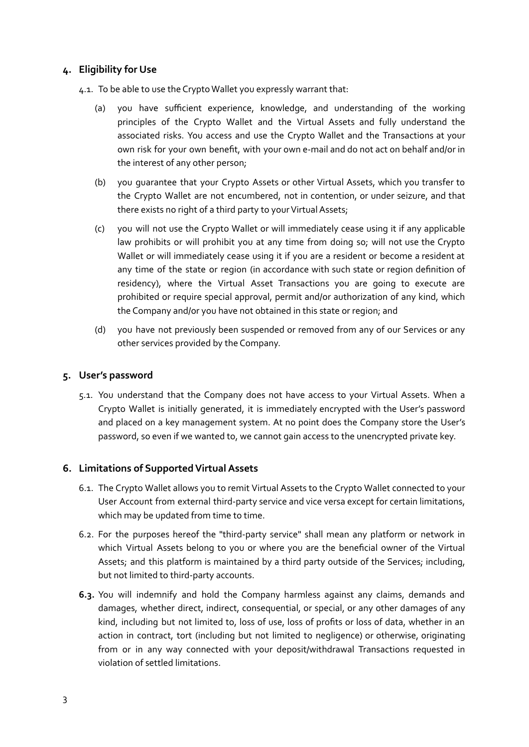## 4. Eligibility for Use

4.1. To be able to use the Crypto Wallet you expressly warrant that:

(a) you have sufficient experience, knowledge, and understanding of the working principles of the Crypto Wallet and the Virtual Assets and fully understand the associated risks. You access and use the Crypto Wallet and the Transactions at your own risk for your own benefit, with your own e-mail and do not act on behalf and/or in the interest of any other person;

(b) you guarantee that your Crypto Assets or other Virtual Assets, which you transfer to the Crypto Wallet are not encumbered, not in contention, or under seizure, and that there exists no right of a third party to your Virtual Assets;

(c) you will not use the Crypto Wallet or will immediately cease using it if any applicable law prohibits or will prohibit you at any time from doing so; will not use the Crypto Wallet or will immediately cease using it if you are a resident or become a resident at any time of the state or region (in accordance with such state or region definition of residency), where the Virtual Asset Transactions you are going to execute are prohibited or require special approval, permit and/or authorization of any kind, which the Company and/or you have not obtained in this state or region; and

(d) you have not previously been suspended or removed from any of our Services or any other services provided by the Company.

## 5. User's password

5.1. You understand that the Company does not have access to your Virtual Assets. When a Crypto Wallet is initially generated, it is immediately encrypted with the User's password and placed on a key management system. At no point does the Company store the User's password, so even if we wanted to, we cannot gain access to the unencrypted private key.

## 6. Limitations of Supported Virtual Assets

6.1. The Crypto Wallet allows you to remit Virtual Assets to the Crypto Wallet connected to your User Account from external third-party service and vice versa except for certain limitations, which may be updated from time to time.

6.2. For the purposes hereof the "third-party service" shall mean any platform or network in which Virtual Assets belong to you or where you are the beneficial owner of the Virtual Assets; and this platform is maintained by a third party outside of the Services; including, but not limited to third-party accounts.

**6.3.** You will indemnify and hold the Company harmless against any claims, demands and damages, whether direct, indirect, consequential, or special, or any other damages of any kind, including but not limited to, loss of use, loss of profits or loss of data, whether in an action in contract, tort (including but not limited to negligence) or otherwise, originating from or in any way connected with your deposit/withdrawal Transactions requested in violation of settled limitations.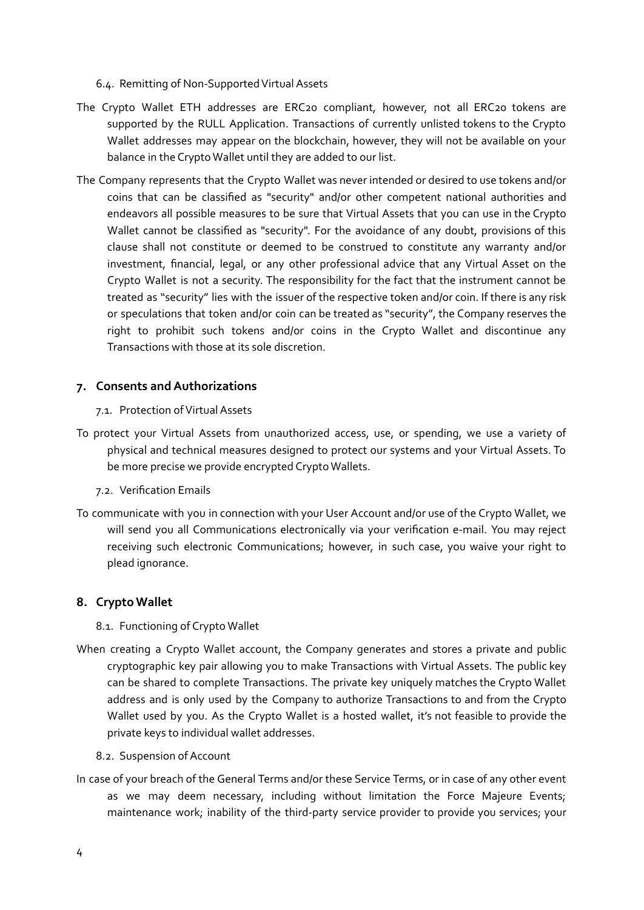### 6.4. Remitting of Non-Supported Virtual Assets

The Crypto Wallet ETH addresses are ERC20 compliant, however, not all ERC20 tokens are supported by the RULL Application. Transactions of currently unlisted tokens to the Crypto Wallet addresses may appear on the blockchain, however, they will not be available on your balance in the Crypto Wallet until they are added to our list.

The Company represents that the Crypto Wallet was never intended or desired to use tokens and/or coins that can be classified as "security" and/or other competent national authorities and endeavors all possible measures to be sure that Virtual Assets that you can use in the Crypto Wallet cannot be classified as "security". For the avoidance of any doubt, provisions of this clause shall not constitute or deemed to be construed to constitute any warranty and/or investment, financial, legal, or any other professional advice that any Virtual Asset on the Crypto Wallet is not a security. The responsibility for the fact that the instrument cannot be treated as "security" lies with the issuer of the respective token and/or coin. If there is any risk or speculations that token and/or coin can be treated as "security", the Company reserves the right to prohibit such tokens and/or coins in the Crypto Wallet and discontinue any Transactions with those at its sole discretion.

## 7. Consents and Authorizations

### 7.1. Protection of Virtual Assets

To protect your Virtual Assets from unauthorized access, use, or spending, we use a variety of physical and technical measures designed to protect our systems and your Virtual Assets. To be more precise we provide encrypted Crypto Wallets.

### 7.2. Verification Emails

To communicate with you in connection with your User Account and/or use of the Crypto Wallet, we will send you all Communications electronically via your verification e-mail. You may reject receiving such electronic Communications; however, in such case, you waive your right to plead ignorance.

## 8. Crypto Wallet

### 8.1. Functioning of Crypto Wallet

When creating a Crypto Wallet account, the Company generates and stores a private and public cryptographic key pair allowing you to make Transactions with Virtual Assets. The public key can be shared to complete Transactions. The private key uniquely matches the Crypto Wallet address and is only used by the Company to authorize Transactions to and from the Crypto Wallet used by you. As the Crypto Wallet is a hosted wallet, it's not feasible to provide the private keys to individual wallet addresses.

### 8.2. Suspension of Account

In case of your breach of the General Terms and/or these Service Terms, or in case of any other event as we may deem necessary, including without limitation the Force Majeure Events; maintenance work; inability of the third-party service provider to provide you services; your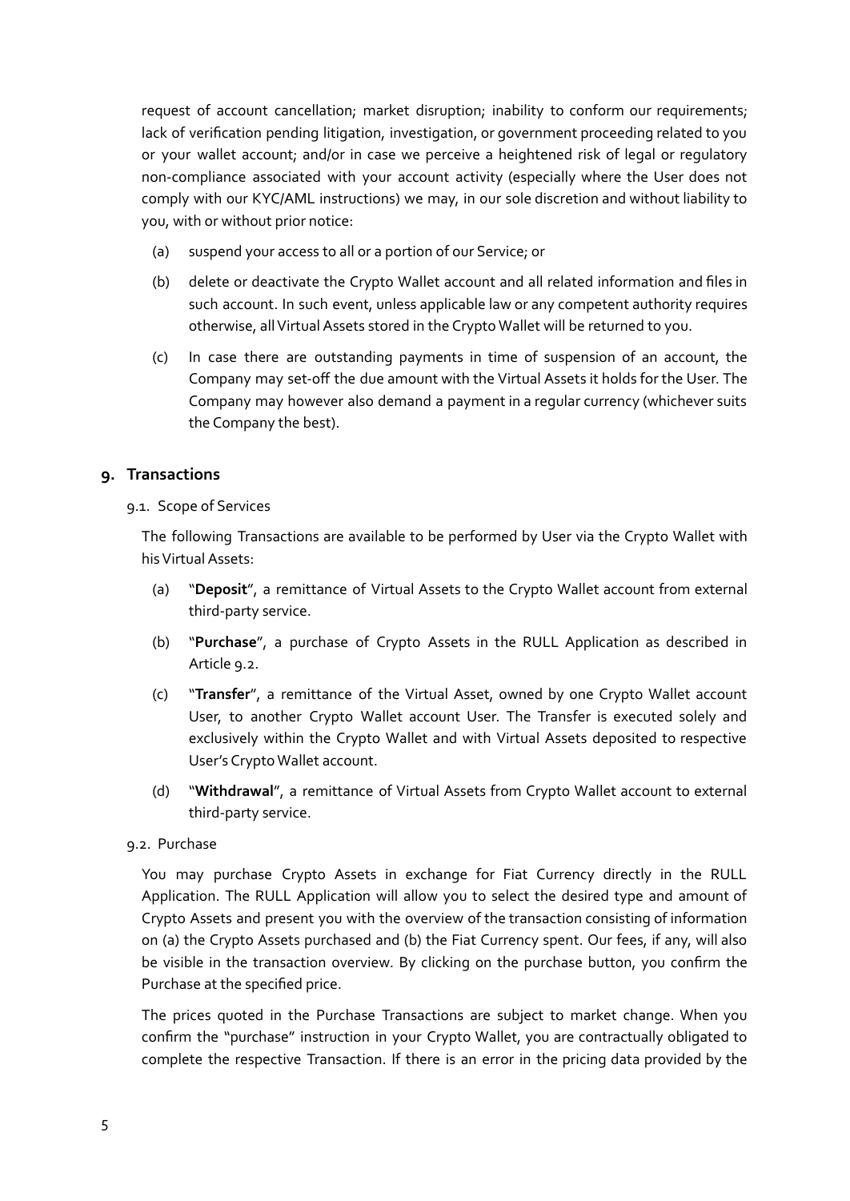request of account cancellation; market disruption; inability to conform our requirements; lack of verification pending litigation, investigation, or government proceeding related to you or your wallet account; and/or in case we perceive a heightened risk of legal or regulatory non-compliance associated with your account activity (especially where the User does not comply with our KYC/AML instructions) we may, in our sole discretion and without liability to you, with or without prior notice:

(a) suspend your access to all or a portion of our Service; or

(b) delete or deactivate the Crypto Wallet account and all related information and files in such account. In such event, unless applicable law or any competent authority requires otherwise, all Virtual Assets stored in the Crypto Wallet will be returned to you.

(c) In case there are outstanding payments in time of suspension of an account, the Company may set-off the due amount with the Virtual Assets it holds for the User. The Company may however also demand a payment in a regular currency (whichever suits the Company the best).

## 9. Transactions

9.1. Scope of Services

The following Transactions are available to be performed by User via the Crypto Wallet with his Virtual Assets:

(a) "**Deposit**", a remittance of Virtual Assets to the Crypto Wallet account from external third-party service.

(b) "**Purchase**", a purchase of Crypto Assets in the RULL Application as described in Article 9.2.

(c) "**Transfer**", a remittance of the Virtual Asset, owned by one Crypto Wallet account User, to another Crypto Wallet account User. The Transfer is executed solely and exclusively within the Crypto Wallet and with Virtual Assets deposited to respective User's Crypto Wallet account.

(d) "**Withdrawal**", a remittance of Virtual Assets from Crypto Wallet account to external third-party service.

9.2. Purchase

You may purchase Crypto Assets in exchange for Fiat Currency directly in the RULL Application. The RULL Application will allow you to select the desired type and amount of Crypto Assets and present you with the overview of the transaction consisting of information on (a) the Crypto Assets purchased and (b) the Fiat Currency spent. Our fees, if any, will also be visible in the transaction overview. By clicking on the purchase button, you confirm the Purchase at the specified price.

The prices quoted in the Purchase Transactions are subject to market change. When you confirm the "purchase" instruction in your Crypto Wallet, you are contractually obligated to complete the respective Transaction. If there is an error in the pricing data provided by the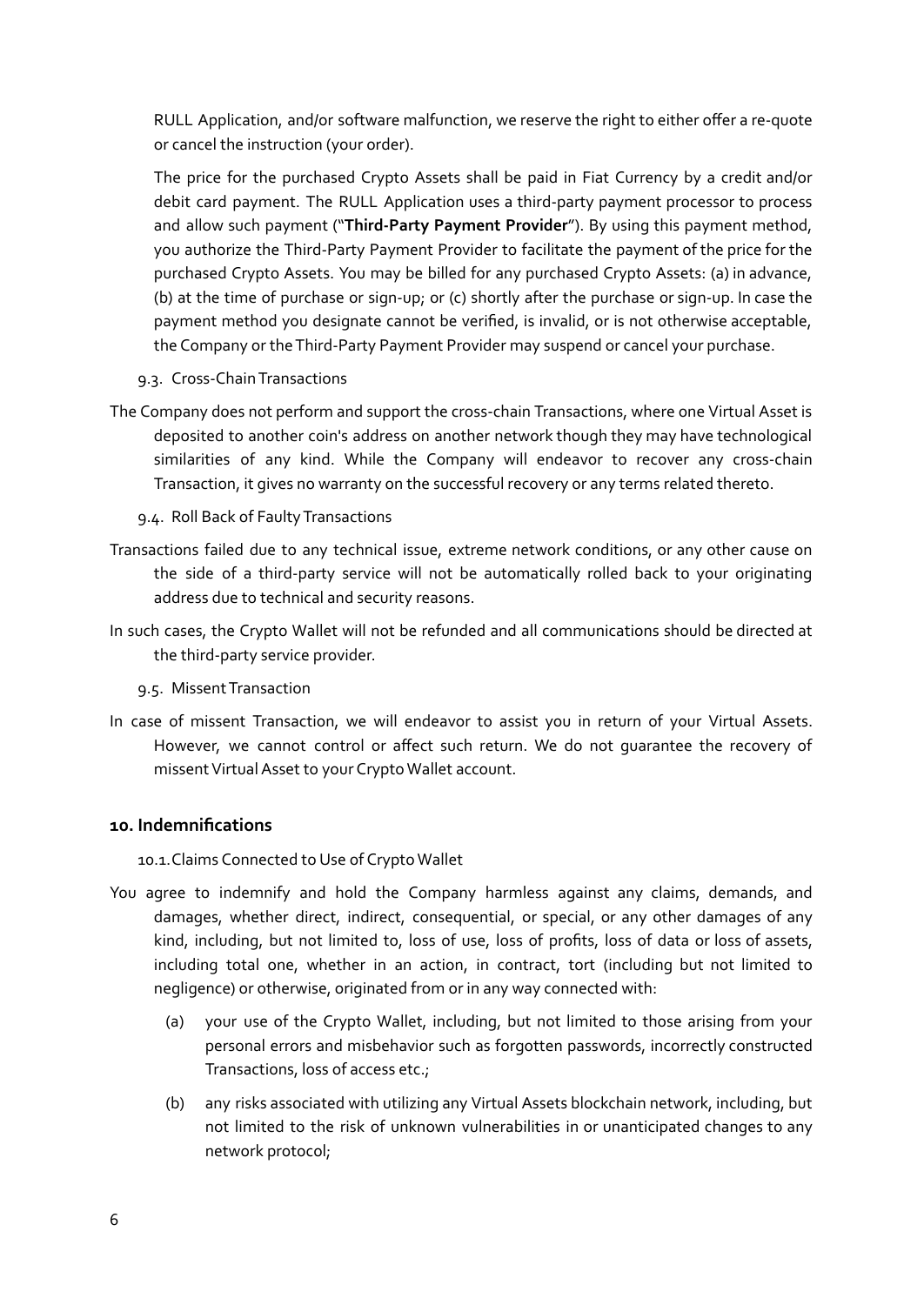RULL Application, and/or software malfunction, we reserve the right to either offer a re-quote or cancel the instruction (your order).

The price for the purchased Crypto Assets shall be paid in Fiat Currency by a credit and/or debit card payment. The RULL Application uses a third-party payment processor to process and allow such payment ("**Third-Party Payment Provider**"). By using this payment method, you authorize the Third-Party Payment Provider to facilitate the payment of the price for the purchased Crypto Assets. You may be billed for any purchased Crypto Assets: (a) in advance, (b) at the time of purchase or sign-up; or (c) shortly after the purchase or sign-up. In case the payment method you designate cannot be verified, is invalid, or is not otherwise acceptable, the Company or the Third-Party Payment Provider may suspend or cancel your purchase.

9.3. Cross-Chain Transactions

The Company does not perform and support the cross-chain Transactions, where one Virtual Asset is deposited to another coin's address on another network though they may have technological similarities of any kind. While the Company will endeavor to recover any cross-chain Transaction, it gives no warranty on the successful recovery or any terms related thereto.

9.4. Roll Back of Faulty Transactions

Transactions failed due to any technical issue, extreme network conditions, or any other cause on the side of a third-party service will not be automatically rolled back to your originating address due to technical and security reasons.

In such cases, the Crypto Wallet will not be refunded and all communications should be directed at the third-party service provider.

9.5. Missent Transaction

In case of missent Transaction, we will endeavor to assist you in return of your Virtual Assets. However, we cannot control or affect such return. We do not guarantee the recovery of missent Virtual Asset to your Crypto Wallet account.

## 10. Indemnifications

10.1. Claims Connected to Use of Crypto Wallet

You agree to indemnify and hold the Company harmless against any claims, demands, and damages, whether direct, indirect, consequential, or special, or any other damages of any kind, including, but not limited to, loss of use, loss of profits, loss of data or loss of assets, including total one, whether in an action, in contract, tort (including but not limited to negligence) or otherwise, originated from or in any way connected with:

(a) your use of the Crypto Wallet, including, but not limited to those arising from your personal errors and misbehavior such as forgotten passwords, incorrectly constructed Transactions, loss of access etc.;

(b) any risks associated with utilizing any Virtual Assets blockchain network, including, but not limited to the risk of unknown vulnerabilities in or unanticipated changes to any network protocol;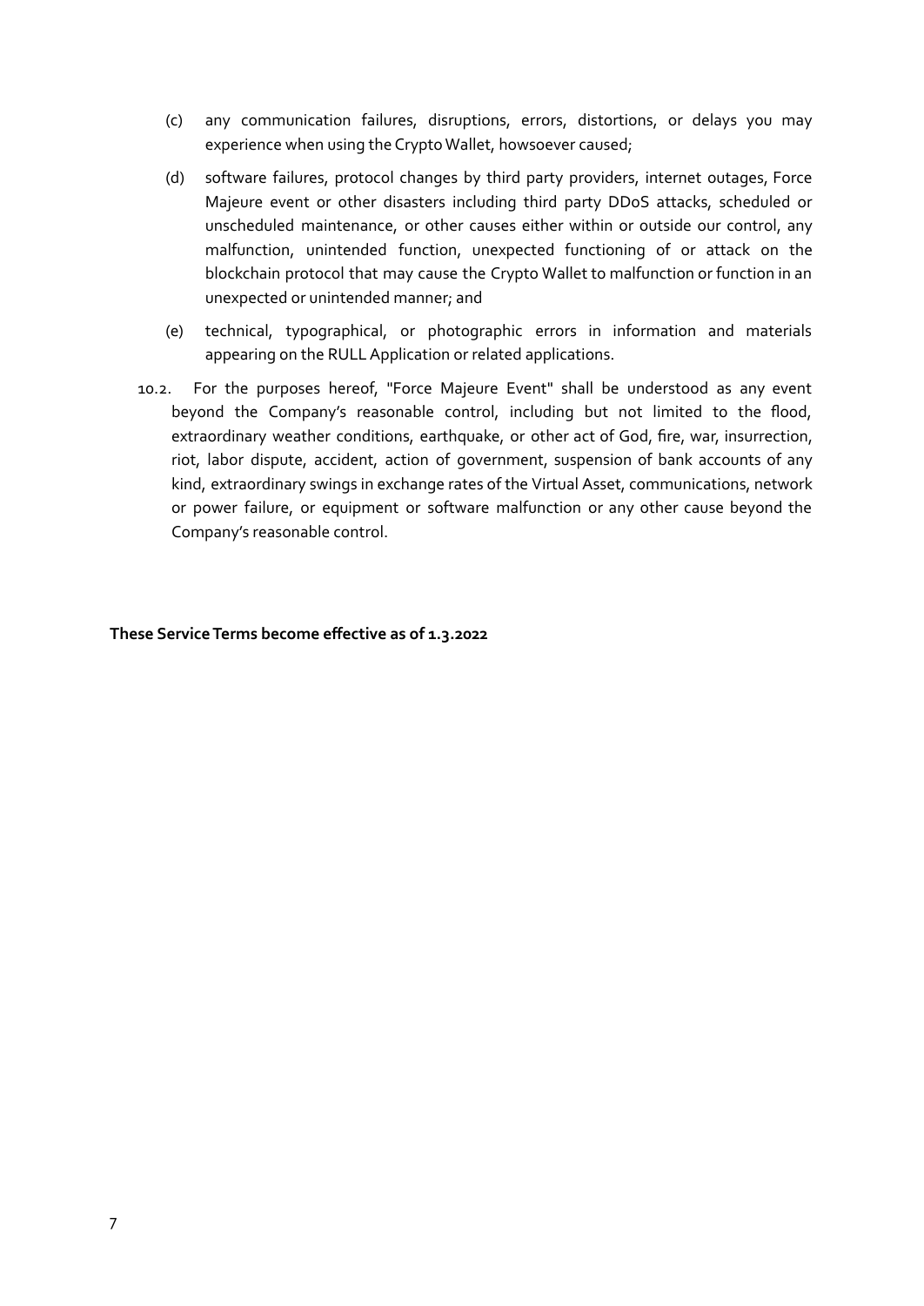(c) any communication failures, disruptions, errors, distortions, or delays you may experience when using the Crypto Wallet, howsoever caused;

(d) software failures, protocol changes by third party providers, internet outages, Force Majeure event or other disasters including third party DDoS attacks, scheduled or unscheduled maintenance, or other causes either within or outside our control, any malfunction, unintended function, unexpected functioning of or attack on the blockchain protocol that may cause the Crypto Wallet to malfunction or function in an unexpected or unintended manner; and

(e) technical, typographical, or photographic errors in information and materials appearing on the RULL Application or related applications.

10.2. For the purposes hereof, "Force Majeure Event" shall be understood as any event beyond the Company's reasonable control, including but not limited to the flood, extraordinary weather conditions, earthquake, or other act of God, fire, war, insurrection, riot, labor dispute, accident, action of government, suspension of bank accounts of any kind, extraordinary swings in exchange rates of the Virtual Asset, communications, network or power failure, or equipment or software malfunction or any other cause beyond the Company's reasonable control.

**These Service Terms become effective as of 1.3.2022**